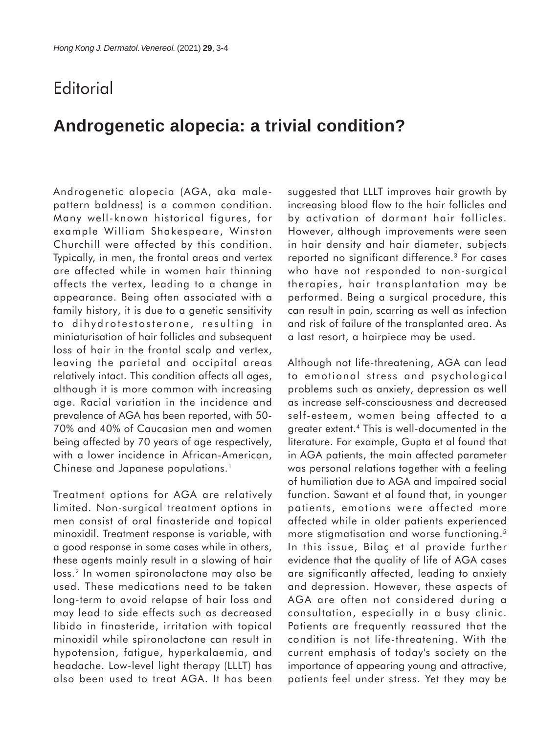Editorial

# Androgenetic alopecia: a trivial condition?

Androgenetic alopecia (AGA, aka male-pattern baldness) is a common condition. Many well-known historical figures, for example William Shakespeare, Winston Churchill were affected by this condition. Typically, in men, the frontal areas and vertex are affected while in women hair thinning affects the vertex, leading to a change in appearance. Being often associated with a family history, it is due to a genetic sensitivity to dihydrotestosterone, resulting in miniaturisation of hair follicles and subsequent loss of hair in the frontal scalp and vertex, leaving the parietal and occipital areas relatively intact. This condition affects all ages, although it is more common with increasing age. Racial variation in the incidence and prevalence of AGA has been reported, with 50-70% and 40% of Caucasian men and women being affected by 70 years of age respectively, with a lower incidence in African-American, Chinese and Japanese populations.[1]

Treatment options for AGA are relatively limited. Non-surgical treatment options in men consist of oral finasteride and topical minoxidil. Treatment response is variable, with a good response in some cases while in others, these agents mainly result in a slowing of hair loss.[2] In women spironolactone may also be used. These medications need to be taken long-term to avoid relapse of hair loss and may lead to side effects such as decreased libido in finasteride, irritation with topical minoxidil while spironolactone can result in hypotension, fatigue, hyperkalaemia, and headache. Low-level light therapy (LLLT) has also been used to treat AGA. It has been suggested that LLLT improves hair growth by increasing blood flow to the hair follicles and by activation of dormant hair follicles. However, although improvements were seen in hair density and hair diameter, subjects reported no significant difference.[3] For cases who have not responded to non-surgical therapies, hair transplantation may be performed. Being a surgical procedure, this can result in pain, scarring as well as infection and risk of failure of the transplanted area. As a last resort, a hairpiece may be used.

Although not life-threatening, AGA can lead to emotional stress and psychological problems such as anxiety, depression as well as increase self-consciousness and decreased self-esteem, women being affected to a greater extent.[4] This is well-documented in the literature. For example, Gupta et al found that in AGA patients, the main affected parameter was personal relations together with a feeling of humiliation due to AGA and impaired social function. Sawant et al found that, in younger patients, emotions were affected more affected while in older patients experienced more stigmatisation and worse functioning.[5] In this issue, Bilaç et al provide further evidence that the quality of life of AGA cases are significantly affected, leading to anxiety and depression. However, these aspects of AGA are often not considered during a consultation, especially in a busy clinic. Patients are frequently reassured that the condition is not life-threatening. With the current emphasis of today's society on the importance of appearing young and attractive, patients feel under stress. Yet they may be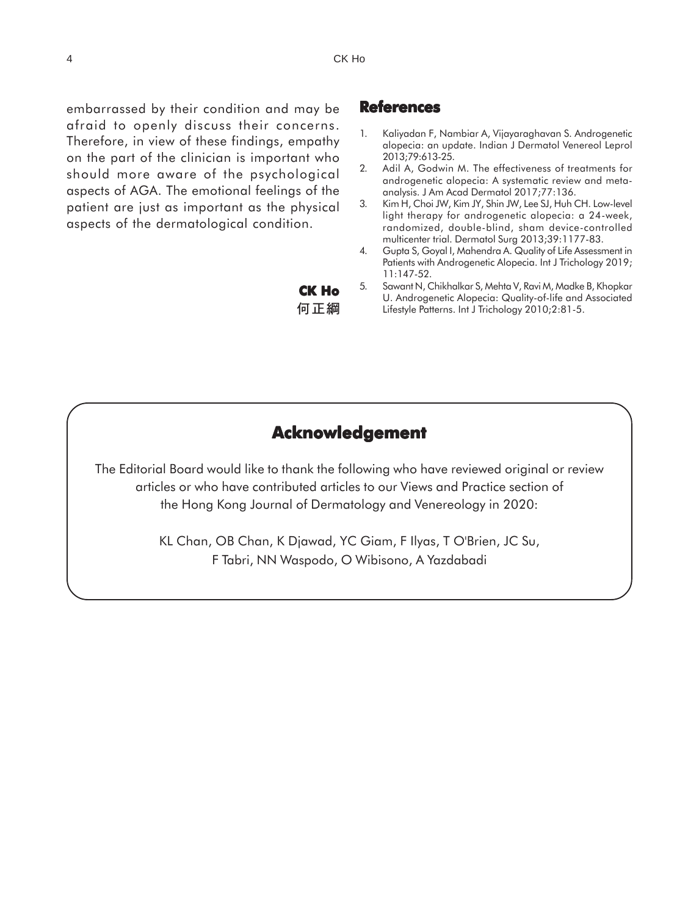embarrassed by their condition and may be afraid to openly discuss their concerns. Therefore, in view of these findings, empathy on the part of the clinician is important who should more aware of the psychological aspects of AGA. The emotional feelings of the patient are just as important as the physical aspects of the dermatological condition.

**CK Ho**
**何正綱**

## References

1. Kaliyadan F, Nambiar A, Vijayaraghavan S. Androgenetic alopecia: an update. Indian J Dermatol Venereol Leprol 2013;79:613-25.
2. Adil A, Godwin M. The effectiveness of treatments for androgenetic alopecia: A systematic review and meta-analysis. J Am Acad Dermatol 2017;77:136.
3. Kim H, Choi JW, Kim JY, Shin JW, Lee SJ, Huh CH. Low-level light therapy for androgenetic alopecia: a 24-week, randomized, double-blind, sham device-controlled multicenter trial. Dermatol Surg 2013;39:1177-83.
4. Gupta S, Goyal I, Mahendra A. Quality of Life Assessment in Patients with Androgenetic Alopecia. Int J Trichology 2019; 11:147-52.
5. Sawant N, Chikhalkar S, Mehta V, Ravi M, Madke B, Khopkar U. Androgenetic Alopecia: Quality-of-life and Associated Lifestyle Patterns. Int J Trichology 2010;2:81-5.

## Acknowledgement

The Editorial Board would like to thank the following who have reviewed original or review articles or who have contributed articles to our Views and Practice section of the Hong Kong Journal of Dermatology and Venereology in 2020:

KL Chan, OB Chan, K Djawad, YC Giam, F Ilyas, T O'Brien, JC Su, F Tabri, NN Waspodo, O Wibisono, A Yazdabadi